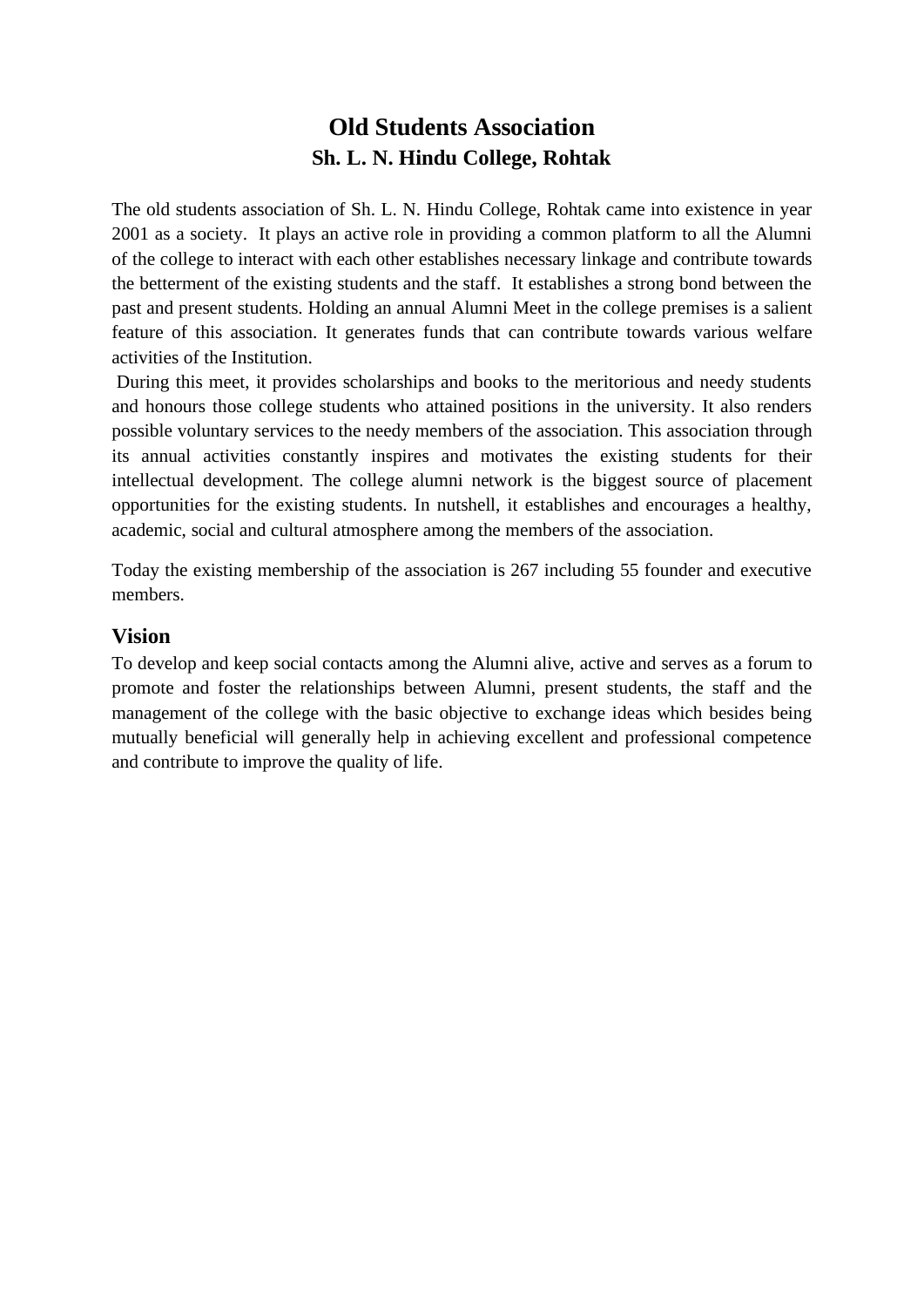# Old Students Association

## Sh. L. N. Hindu College, Rohtak

The old students association of Sh. L. N. Hindu College, Rohtak came into existence in year 2001 as a society. It plays an active role in providing a common platform to all the Alumni of the college to interact with each other establishes necessary linkage and contribute towards the betterment of the existing students and the staff. It establishes a strong bond between the past and present students. Holding an annual Alumni Meet in the college premises is a salient feature of this association. It generates funds that can contribute towards various welfare activities of the Institution.

During this meet, it provides scholarships and books to the meritorious and needy students and honours those college students who attained positions in the university. It also renders possible voluntary services to the needy members of the association. This association through its annual activities constantly inspires and motivates the existing students for their intellectual development. The college alumni network is the biggest source of placement opportunities for the existing students. In nutshell, it establishes and encourages a healthy, academic, social and cultural atmosphere among the members of the association.

Today the existing membership of the association is 267 including 55 founder and executive members.

## Vision

To develop and keep social contacts among the Alumni alive, active and serves as a forum to promote and foster the relationships between Alumni, present students, the staff and the management of the college with the basic objective to exchange ideas which besides being mutually beneficial will generally help in achieving excellent and professional competence and contribute to improve the quality of life.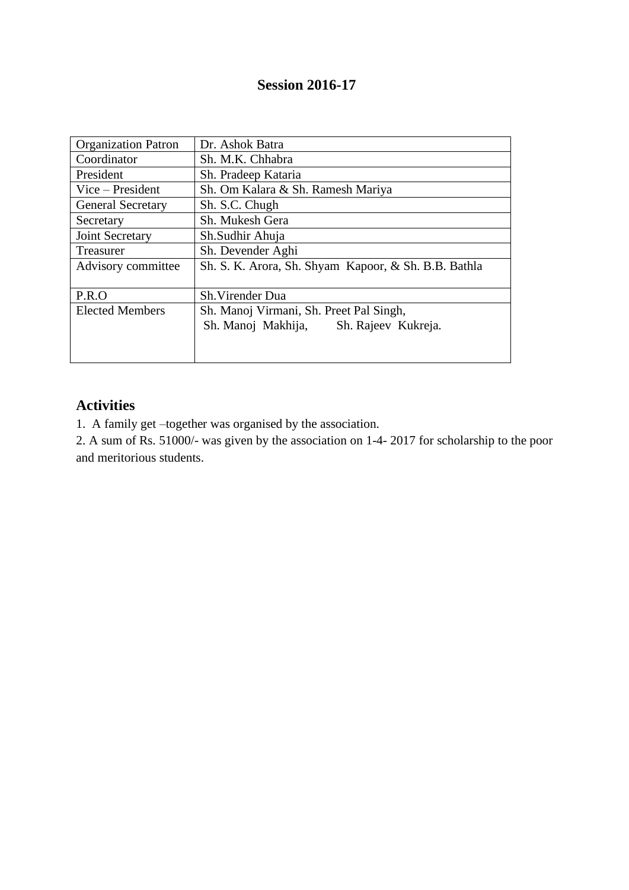## Session 2016-17

| Organization Patron | Dr. Ashok Batra |
|---|---|
| Coordinator | Sh. M.K. Chhabra |
| President | Sh. Pradeep Kataria |
| Vice – President | Sh. Om Kalara & Sh. Ramesh Mariya |
| General Secretary | Sh. S.C. Chugh |
| Secretary | Sh. Mukesh Gera |
| Joint Secretary | Sh.Sudhir Ahuja |
| Treasurer | Sh. Devender Aghi |
| Advisory committee | Sh. S. K. Arora, Sh. Shyam Kapoor, & Sh. B.B. Bathla |
| P.R.O | Sh.Virender Dua |
| Elected Members | Sh. Manoj Virmani, Sh. Preet Pal Singh, Sh. Manoj Makhija, Sh. Rajeev Kukreja. |

### Activities

1. A family get –together was organised by the association.
2. A sum of Rs. 51000/- was given by the association on 1-4- 2017 for scholarship to the poor and meritorious students.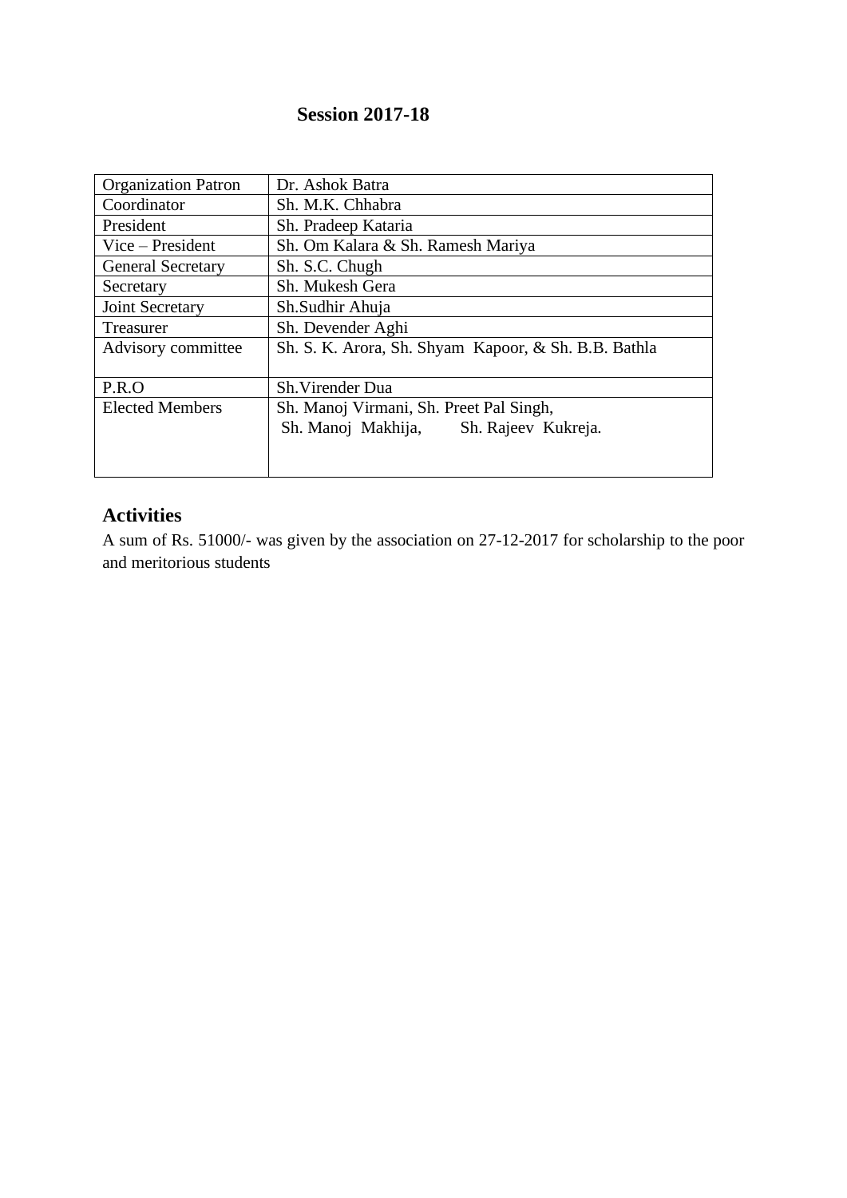## Session 2017-18

| Organization Patron | Dr. Ashok Batra |
|---|---|
| Coordinator | Sh. M.K. Chhabra |
| President | Sh. Pradeep Kataria |
| Vice – President | Sh. Om Kalara & Sh. Ramesh Mariya |
| General Secretary | Sh. S.C. Chugh |
| Secretary | Sh. Mukesh Gera |
| Joint Secretary | Sh.Sudhir Ahuja |
| Treasurer | Sh. Devender Aghi |
| Advisory committee | Sh. S. K. Arora, Sh. Shyam Kapoor, & Sh. B.B. Bathla |
| P.R.O | Sh.Virender Dua |
| Elected Members | Sh. Manoj Virmani, Sh. Preet Pal Singh, Sh. Manoj Makhija, Sh. Rajeev Kukreja. |

## Activities

A sum of Rs. 51000/- was given by the association on 27-12-2017 for scholarship to the poor and meritorious students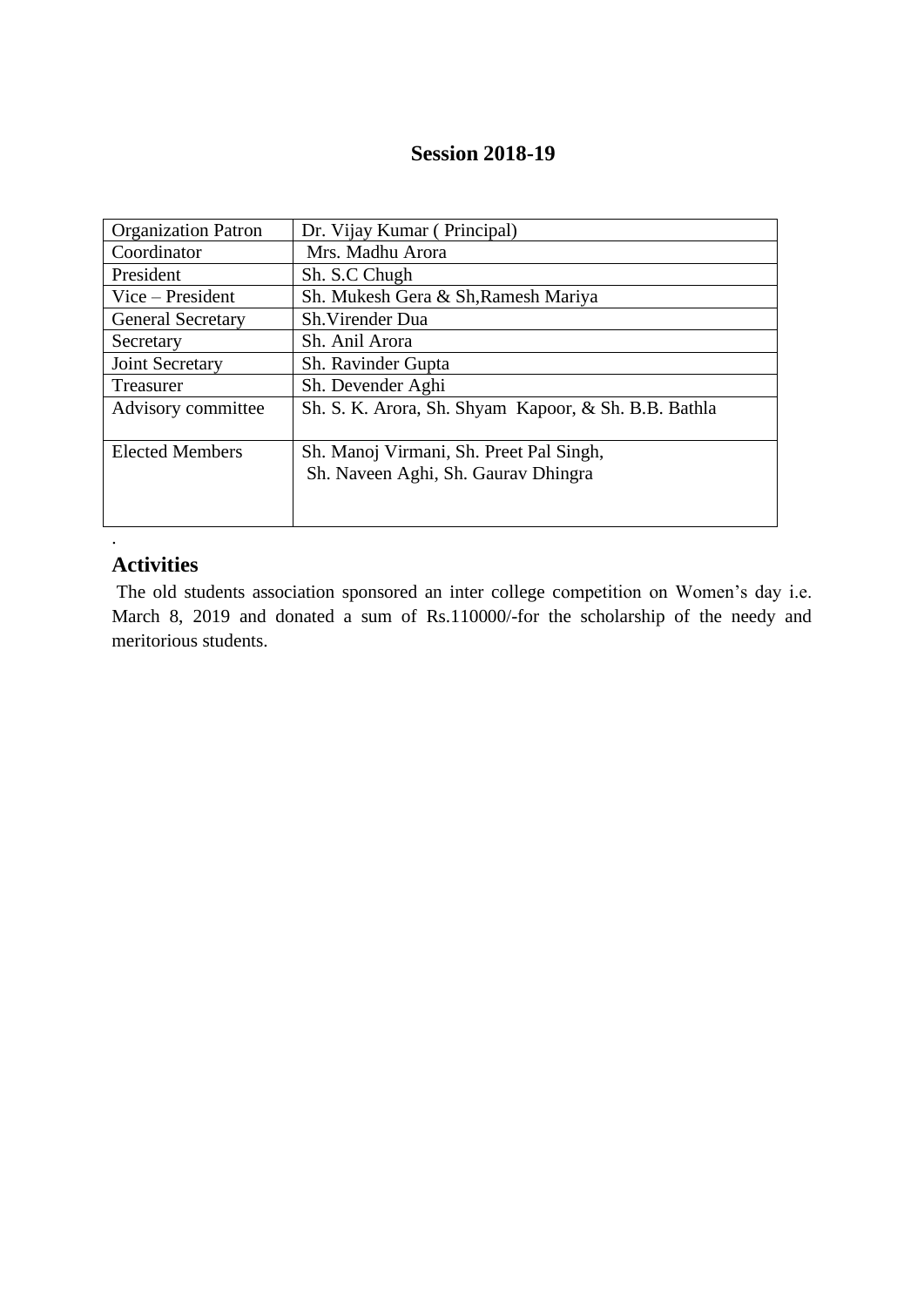## Session 2018-19

| Organization Patron | Dr. Vijay Kumar ( Principal) |
|---|---|
| Coordinator | Mrs. Madhu Arora |
| President | Sh. S.C Chugh |
| Vice – President | Sh. Mukesh Gera & Sh,Ramesh Mariya |
| General Secretary | Sh.Virender Dua |
| Secretary | Sh. Anil Arora |
| Joint Secretary | Sh. Ravinder Gupta |
| Treasurer | Sh. Devender Aghi |
| Advisory committee | Sh. S. K. Arora, Sh. Shyam Kapoor, & Sh. B.B. Bathla |
| Elected Members | Sh. Manoj Virmani, Sh. Preet Pal Singh, Sh. Naveen Aghi, Sh. Gaurav Dhingra |

.

## Activities

The old students association sponsored an inter college competition on Women's day i.e. March 8, 2019 and donated a sum of Rs.110000/-for the scholarship of the needy and meritorious students.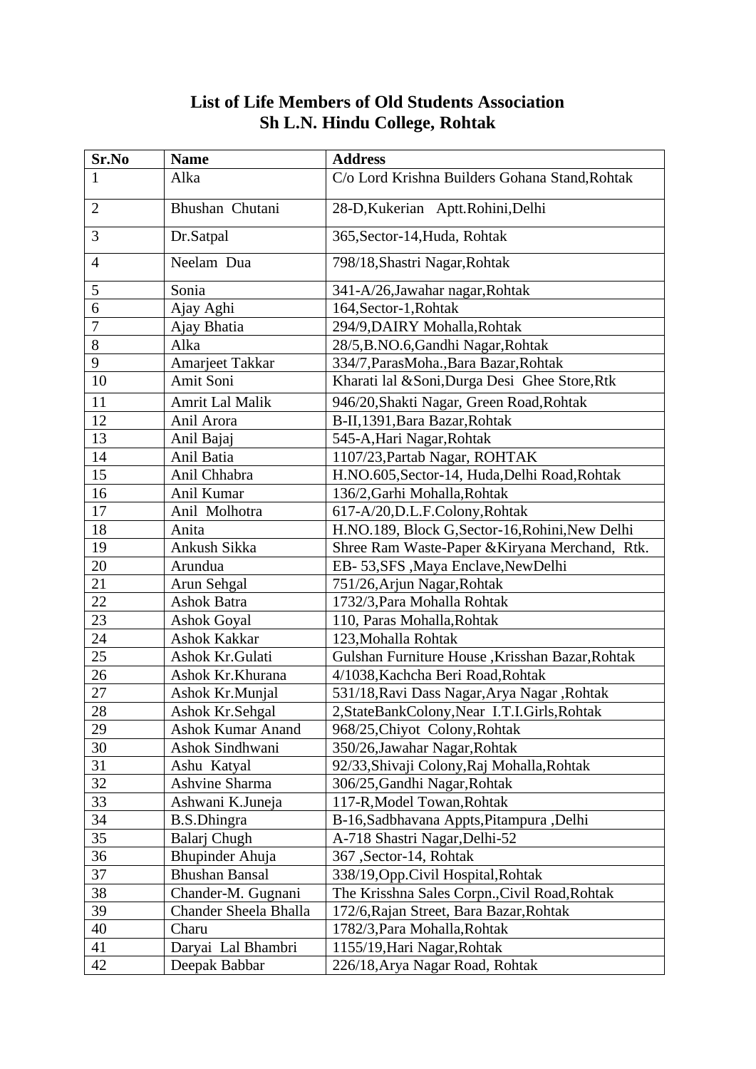# List of Life Members of Old Students Association
## Sh L.N. Hindu College, Rohtak

| Sr.No | Name | Address |
|---|---|---|
| 1 | Alka | C/o Lord Krishna Builders Gohana Stand,Rohtak |
| 2 | Bhushan Chutani | 28-D,Kukerian Aptt.Rohini,Delhi |
| 3 | Dr.Satpal | 365,Sector-14,Huda, Rohtak |
| 4 | Neelam Dua | 798/18,Shastri Nagar,Rohtak |
| 5 | Sonia | 341-A/26,Jawahar nagar,Rohtak |
| 6 | Ajay Aghi | 164,Sector-1,Rohtak |
| 7 | Ajay Bhatia | 294/9,DAIRY Mohalla,Rohtak |
| 8 | Alka | 28/5,B.NO.6,Gandhi Nagar,Rohtak |
| 9 | Amarjeet Takkar | 334/7,ParasMoha.,Bara Bazar,Rohtak |
| 10 | Amit Soni | Kharati lal &Soni,Durga Desi Ghee Store,Rtk |
| 11 | Amrit Lal Malik | 946/20,Shakti Nagar, Green Road,Rohtak |
| 12 | Anil Arora | B-II,1391,Bara Bazar,Rohtak |
| 13 | Anil Bajaj | 545-A,Hari Nagar,Rohtak |
| 14 | Anil Batia | 1107/23,Partab Nagar, ROHTAK |
| 15 | Anil Chhabra | H.NO.605,Sector-14, Huda,Delhi Road,Rohtak |
| 16 | Anil Kumar | 136/2,Garhi Mohalla,Rohtak |
| 17 | Anil Molhotra | 617-A/20,D.L.F.Colony,Rohtak |
| 18 | Anita | H.NO.189, Block G,Sector-16,Rohini,New Delhi |
| 19 | Ankush Sikka | Shree Ram Waste-Paper &Kiryana Merchand, Rtk. |
| 20 | Arundua | EB- 53,SFS ,Maya Enclave,NewDelhi |
| 21 | Arun Sehgal | 751/26,Arjun Nagar,Rohtak |
| 22 | Ashok Batra | 1732/3,Para Mohalla Rohtak |
| 23 | Ashok Goyal | 110, Paras Mohalla,Rohtak |
| 24 | Ashok Kakkar | 123,Mohalla Rohtak |
| 25 | Ashok Kr.Gulati | Gulshan Furniture House ,Krisshan Bazar,Rohtak |
| 26 | Ashok Kr.Khurana | 4/1038,Kachcha Beri Road,Rohtak |
| 27 | Ashok Kr.Munjal | 531/18,Ravi Dass Nagar,Arya Nagar ,Rohtak |
| 28 | Ashok Kr.Sehgal | 2,StateBankColony,Near I.T.I.Girls,Rohtak |
| 29 | Ashok Kumar Anand | 968/25,Chiyot Colony,Rohtak |
| 30 | Ashok Sindhwani | 350/26,Jawahar Nagar,Rohtak |
| 31 | Ashu Katyal | 92/33,Shivaji Colony,Raj Mohalla,Rohtak |
| 32 | Ashvine Sharma | 306/25,Gandhi Nagar,Rohtak |
| 33 | Ashwani K.Juneja | 117-R,Model Towan,Rohtak |
| 34 | B.S.Dhingra | B-16,Sadbhavana Appts,Pitampura ,Delhi |
| 35 | Balarj Chugh | A-718 Shastri Nagar,Delhi-52 |
| 36 | Bhupinder Ahuja | 367 ,Sector-14, Rohtak |
| 37 | Bhushan Bansal | 338/19,Opp.Civil Hospital,Rohtak |
| 38 | Chander-M. Gugnani | The Krisshna Sales Corpn.,Civil Road,Rohtak |
| 39 | Chander Sheela Bhalla | 172/6,Rajan Street, Bara Bazar,Rohtak |
| 40 | Charu | 1782/3,Para Mohalla,Rohtak |
| 41 | Daryai Lal Bhambri | 1155/19,Hari Nagar,Rohtak |
| 42 | Deepak Babbar | 226/18,Arya Nagar Road, Rohtak |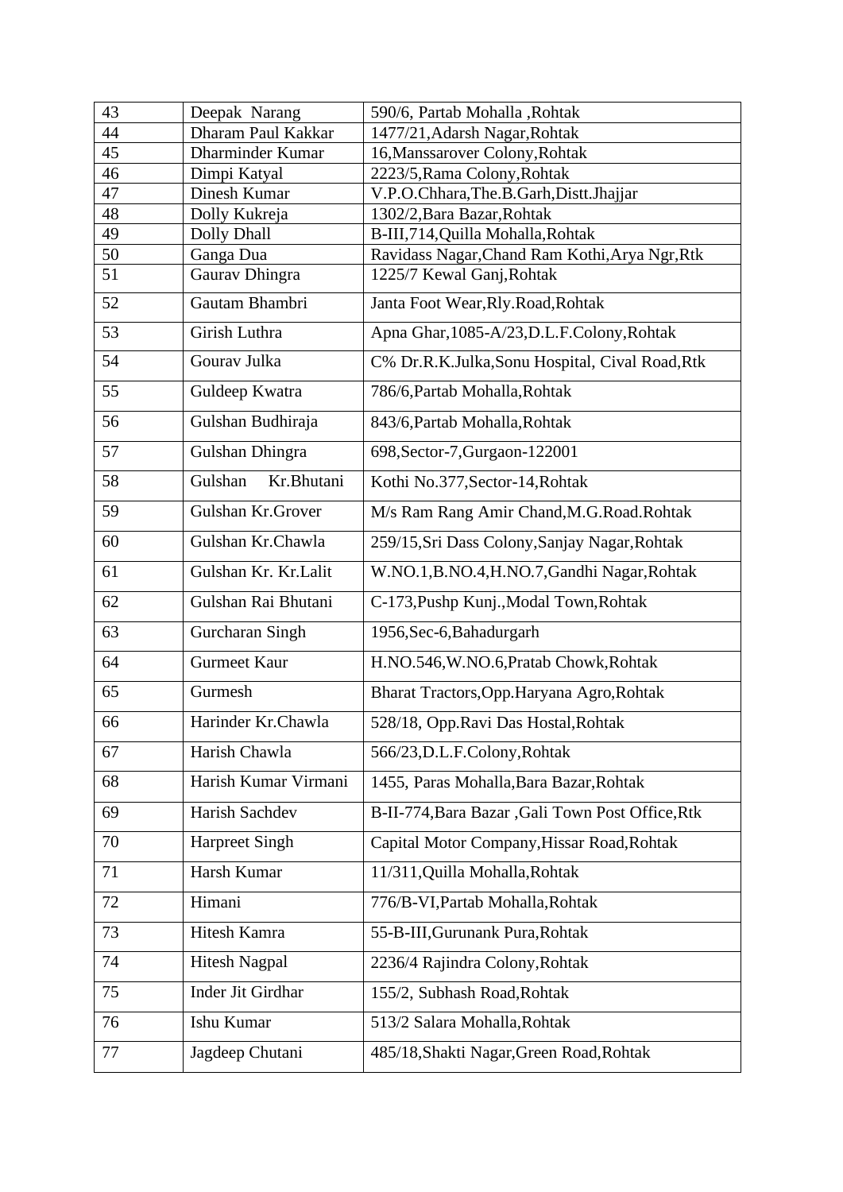| 43 | Deepak Narang | 590/6, Partab Mohalla ,Rohtak |
|---|---|---|
| 44 | Dharam Paul Kakkar | 1477/21,Adarsh Nagar,Rohtak |
| 45 | Dharminder Kumar | 16,Manssarover Colony,Rohtak |
| 46 | Dimpi Katyal | 2223/5,Rama Colony,Rohtak |
| 47 | Dinesh Kumar | V.P.O.Chhara,The.B.Garh,Distt.Jhajjar |
| 48 | Dolly Kukreja | 1302/2,Bara Bazar,Rohtak |
| 49 | Dolly Dhall | B-III,714,Quilla Mohalla,Rohtak |
| 50 | Ganga Dua | Ravidass Nagar,Chand Ram Kothi,Arya Ngr,Rtk |
| 51 | Gaurav Dhingra | 1225/7 Kewal Ganj,Rohtak |
| 52 | Gautam Bhambri | Janta Foot Wear,Rly.Road,Rohtak |
| 53 | Girish Luthra | Apna Ghar,1085-A/23,D.L.F.Colony,Rohtak |
| 54 | Gourav Julka | C% Dr.R.K.Julka,Sonu Hospital, Cival Road,Rtk |
| 55 | Guldeep Kwatra | 786/6,Partab Mohalla,Rohtak |
| 56 | Gulshan Budhiraja | 843/6,Partab Mohalla,Rohtak |
| 57 | Gulshan Dhingra | 698,Sector-7,Gurgaon-122001 |
| 58 | Gulshan Kr.Bhutani | Kothi No.377,Sector-14,Rohtak |
| 59 | Gulshan Kr.Grover | M/s Ram Rang Amir Chand,M.G.Road.Rohtak |
| 60 | Gulshan Kr.Chawla | 259/15,Sri Dass Colony,Sanjay Nagar,Rohtak |
| 61 | Gulshan Kr. Kr.Lalit | W.NO.1,B.NO.4,H.NO.7,Gandhi Nagar,Rohtak |
| 62 | Gulshan Rai Bhutani | C-173,Pushp Kunj.,Modal Town,Rohtak |
| 63 | Gurcharan Singh | 1956,Sec-6,Bahadurgarh |
| 64 | Gurmeet Kaur | H.NO.546,W.NO.6,Pratab Chowk,Rohtak |
| 65 | Gurmesh | Bharat Tractors,Opp.Haryana Agro,Rohtak |
| 66 | Harinder Kr.Chawla | 528/18, Opp.Ravi Das Hostal,Rohtak |
| 67 | Harish Chawla | 566/23,D.L.F.Colony,Rohtak |
| 68 | Harish Kumar Virmani | 1455, Paras Mohalla,Bara Bazar,Rohtak |
| 69 | Harish Sachdev | B-II-774,Bara Bazar ,Gali Town Post Office,Rtk |
| 70 | Harpreet Singh | Capital Motor Company,Hissar Road,Rohtak |
| 71 | Harsh Kumar | 11/311,Quilla Mohalla,Rohtak |
| 72 | Himani | 776/B-VI,Partab Mohalla,Rohtak |
| 73 | Hitesh Kamra | 55-B-III,Gurunank Pura,Rohtak |
| 74 | Hitesh Nagpal | 2236/4 Rajindra Colony,Rohtak |
| 75 | Inder Jit Girdhar | 155/2, Subhash Road,Rohtak |
| 76 | Ishu Kumar | 513/2 Salara Mohalla,Rohtak |
| 77 | Jagdeep Chutani | 485/18,Shakti Nagar,Green Road,Rohtak |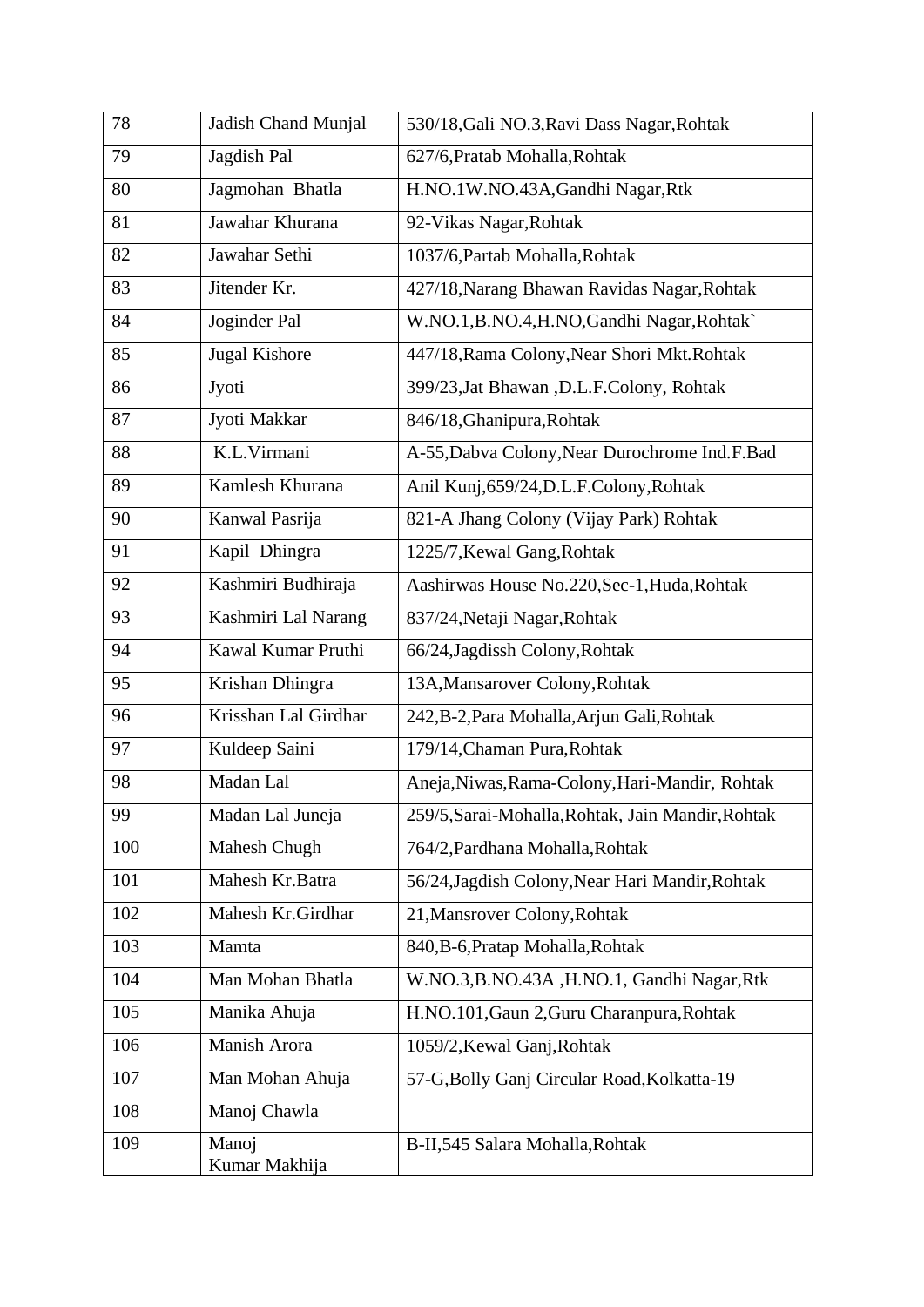| 78 | Jadish Chand Munjal | 530/18,Gali NO.3,Ravi Dass Nagar,Rohtak |
|---|---|---|
| 79 | Jagdish Pal | 627/6,Pratab Mohalla,Rohtak |
| 80 | Jagmohan Bhatla | H.NO.1W.NO.43A,Gandhi Nagar,Rtk |
| 81 | Jawahar Khurana | 92-Vikas Nagar,Rohtak |
| 82 | Jawahar Sethi | 1037/6,Partab Mohalla,Rohtak |
| 83 | Jitender Kr. | 427/18,Narang Bhawan Ravidas Nagar,Rohtak |
| 84 | Joginder Pal | W.NO.1,B.NO.4,H.NO,Gandhi Nagar,Rohtak` |
| 85 | Jugal Kishore | 447/18,Rama Colony,Near Shori Mkt.Rohtak |
| 86 | Jyoti | 399/23,Jat Bhawan ,D.L.F.Colony, Rohtak |
| 87 | Jyoti Makkar | 846/18,Ghanipura,Rohtak |
| 88 | K.L.Virmani | A-55,Dabva Colony,Near Durochrome Ind.F.Bad |
| 89 | Kamlesh Khurana | Anil Kunj,659/24,D.L.F.Colony,Rohtak |
| 90 | Kanwal Pasrija | 821-A Jhang Colony (Vijay Park) Rohtak |
| 91 | Kapil Dhingra | 1225/7,Kewal Gang,Rohtak |
| 92 | Kashmiri Budhiraja | Aashirwas House No.220,Sec-1,Huda,Rohtak |
| 93 | Kashmiri Lal Narang | 837/24,Netaji Nagar,Rohtak |
| 94 | Kawal Kumar Pruthi | 66/24,Jagdissh Colony,Rohtak |
| 95 | Krishan Dhingra | 13A,Mansarover Colony,Rohtak |
| 96 | Krisshan Lal Girdhar | 242,B-2,Para Mohalla,Arjun Gali,Rohtak |
| 97 | Kuldeep Saini | 179/14,Chaman Pura,Rohtak |
| 98 | Madan Lal | Aneja,Niwas,Rama-Colony,Hari-Mandir, Rohtak |
| 99 | Madan Lal Juneja | 259/5,Sarai-Mohalla,Rohtak, Jain Mandir,Rohtak |
| 100 | Mahesh Chugh | 764/2,Pardhana Mohalla,Rohtak |
| 101 | Mahesh Kr.Batra | 56/24,Jagdish Colony,Near Hari Mandir,Rohtak |
| 102 | Mahesh Kr.Girdhar | 21,Mansrover Colony,Rohtak |
| 103 | Mamta | 840,B-6,Pratap Mohalla,Rohtak |
| 104 | Man Mohan Bhatla | W.NO.3,B.NO.43A ,H.NO.1, Gandhi Nagar,Rtk |
| 105 | Manika Ahuja | H.NO.101,Gaun 2,Guru Charanpura,Rohtak |
| 106 | Manish Arora | 1059/2,Kewal Ganj,Rohtak |
| 107 | Man Mohan Ahuja | 57-G,Bolly Ganj Circular Road,Kolkatta-19 |
| 108 | Manoj Chawla | |
| 109 | Manoj Kumar Makhija | B-II,545 Salara Mohalla,Rohtak |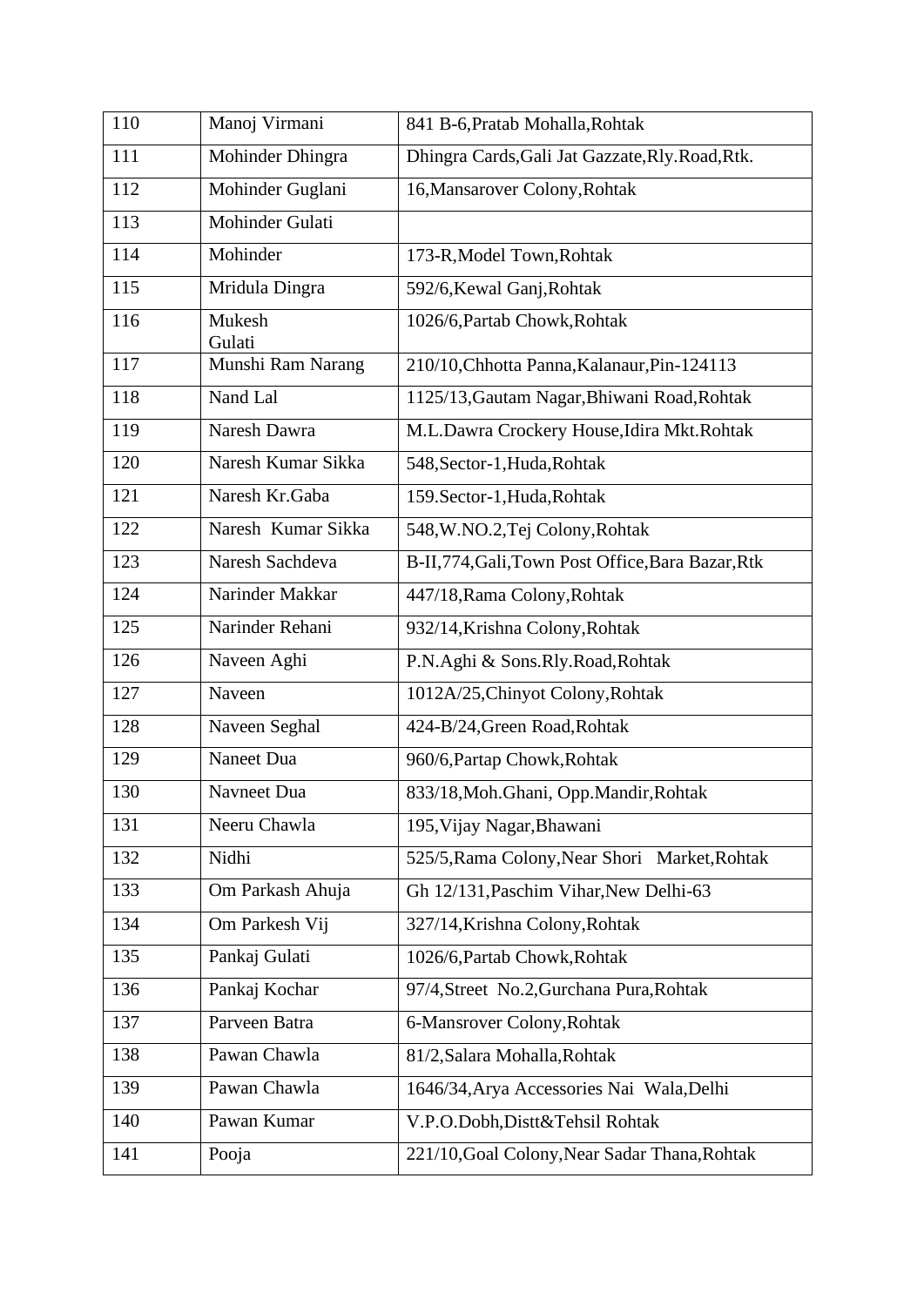| 110 | Manoj Virmani | 841 B-6,Pratab Mohalla,Rohtak |
|---|---|---|
| 111 | Mohinder Dhingra | Dhingra Cards,Gali Jat Gazzate,Rly.Road,Rtk. |
| 112 | Mohinder Guglani | 16,Mansarover Colony,Rohtak |
| 113 | Mohinder Gulati | |
| 114 | Mohinder | 173-R,Model Town,Rohtak |
| 115 | Mridula Dingra | 592/6,Kewal Ganj,Rohtak |
| 116 | Mukesh Gulati | 1026/6,Partab Chowk,Rohtak |
| 117 | Munshi Ram Narang | 210/10,Chhotta Panna,Kalanaur,Pin-124113 |
| 118 | Nand Lal | 1125/13,Gautam Nagar,Bhiwani Road,Rohtak |
| 119 | Naresh Dawra | M.L.Dawra Crockery House,Idira Mkt.Rohtak |
| 120 | Naresh Kumar Sikka | 548,Sector-1,Huda,Rohtak |
| 121 | Naresh Kr.Gaba | 159.Sector-1,Huda,Rohtak |
| 122 | Naresh Kumar Sikka | 548,W.NO.2,Tej Colony,Rohtak |
| 123 | Naresh Sachdeva | B-II,774,Gali,Town Post Office,Bara Bazar,Rtk |
| 124 | Narinder Makkar | 447/18,Rama Colony,Rohtak |
| 125 | Narinder Rehani | 932/14,Krishna Colony,Rohtak |
| 126 | Naveen Aghi | P.N.Aghi & Sons.Rly.Road,Rohtak |
| 127 | Naveen | 1012A/25,Chinyot Colony,Rohtak |
| 128 | Naveen Seghal | 424-B/24,Green Road,Rohtak |
| 129 | Naneet Dua | 960/6,Partap Chowk,Rohtak |
| 130 | Navneet Dua | 833/18,Moh.Ghani, Opp.Mandir,Rohtak |
| 131 | Neeru Chawla | 195,Vijay Nagar,Bhawani |
| 132 | Nidhi | 525/5,Rama Colony,Near Shori Market,Rohtak |
| 133 | Om Parkash Ahuja | Gh 12/131,Paschim Vihar,New Delhi-63 |
| 134 | Om Parkesh Vij | 327/14,Krishna Colony,Rohtak |
| 135 | Pankaj Gulati | 1026/6,Partab Chowk,Rohtak |
| 136 | Pankaj Kochar | 97/4,Street No.2,Gurchana Pura,Rohtak |
| 137 | Parveen Batra | 6-Mansrover Colony,Rohtak |
| 138 | Pawan Chawla | 81/2,Salara Mohalla,Rohtak |
| 139 | Pawan Chawla | 1646/34,Arya Accessories Nai Wala,Delhi |
| 140 | Pawan Kumar | V.P.O.Dobh,Distt&Tehsil Rohtak |
| 141 | Pooja | 221/10,Goal Colony,Near Sadar Thana,Rohtak |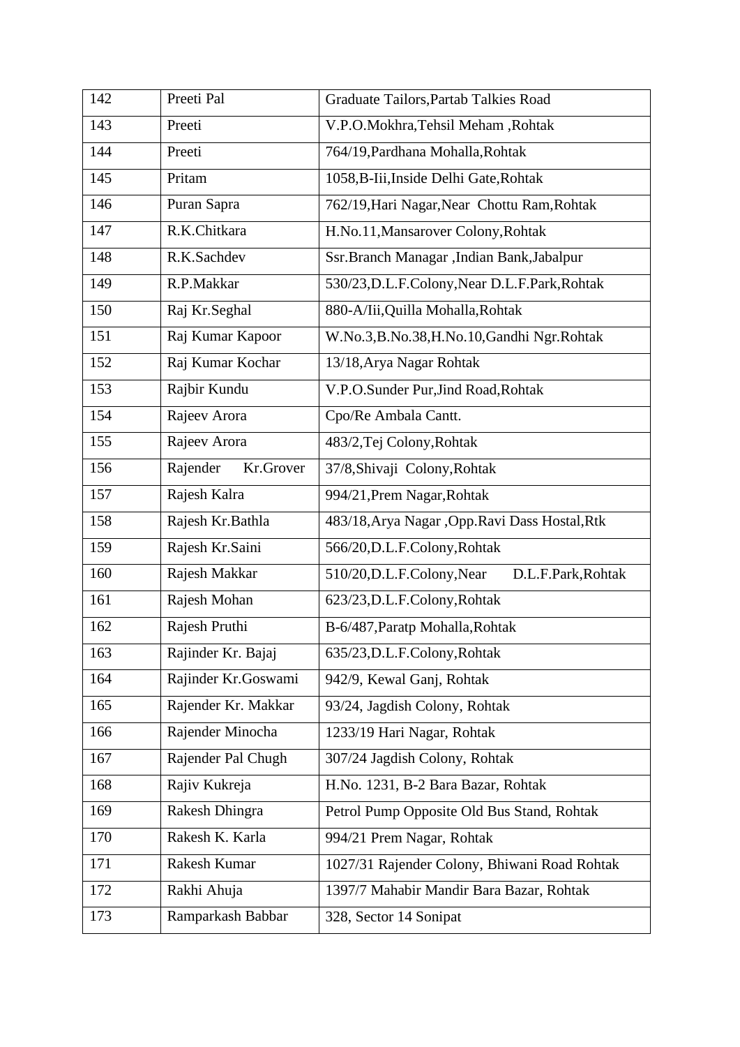| 142 | Preeti Pal | Graduate Tailors,Partab Talkies Road |
|---|---|---|
| 143 | Preeti | V.P.O.Mokhra,Tehsil Meham ,Rohtak |
| 144 | Preeti | 764/19,Pardhana Mohalla,Rohtak |
| 145 | Pritam | 1058,B-Iii,Inside Delhi Gate,Rohtak |
| 146 | Puran Sapra | 762/19,Hari Nagar,Near Chottu Ram,Rohtak |
| 147 | R.K.Chitkara | H.No.11,Mansarover Colony,Rohtak |
| 148 | R.K.Sachdev | Ssr.Branch Managar ,Indian Bank,Jabalpur |
| 149 | R.P.Makkar | 530/23,D.L.F.Colony,Near D.L.F.Park,Rohtak |
| 150 | Raj Kr.Seghal | 880-A/Iii,Quilla Mohalla,Rohtak |
| 151 | Raj Kumar Kapoor | W.No.3,B.No.38,H.No.10,Gandhi Ngr.Rohtak |
| 152 | Raj Kumar Kochar | 13/18,Arya Nagar Rohtak |
| 153 | Rajbir Kundu | V.P.O.Sunder Pur,Jind Road,Rohtak |
| 154 | Rajeev Arora | Cpo/Re Ambala Cantt. |
| 155 | Rajeev Arora | 483/2,Tej Colony,Rohtak |
| 156 | Rajender Kr.Grover | 37/8,Shivaji Colony,Rohtak |
| 157 | Rajesh Kalra | 994/21,Prem Nagar,Rohtak |
| 158 | Rajesh Kr.Bathla | 483/18,Arya Nagar ,Opp.Ravi Dass Hostal,Rtk |
| 159 | Rajesh Kr.Saini | 566/20,D.L.F.Colony,Rohtak |
| 160 | Rajesh Makkar | 510/20,D.L.F.Colony,Near D.L.F.Park,Rohtak |
| 161 | Rajesh Mohan | 623/23,D.L.F.Colony,Rohtak |
| 162 | Rajesh Pruthi | B-6/487,Paratp Mohalla,Rohtak |
| 163 | Rajinder Kr. Bajaj | 635/23,D.L.F.Colony,Rohtak |
| 164 | Rajinder Kr.Goswami | 942/9, Kewal Ganj, Rohtak |
| 165 | Rajender Kr. Makkar | 93/24, Jagdish Colony, Rohtak |
| 166 | Rajender Minocha | 1233/19 Hari Nagar, Rohtak |
| 167 | Rajender Pal Chugh | 307/24 Jagdish Colony, Rohtak |
| 168 | Rajiv Kukreja | H.No. 1231, B-2 Bara Bazar, Rohtak |
| 169 | Rakesh Dhingra | Petrol Pump Opposite Old Bus Stand, Rohtak |
| 170 | Rakesh K. Karla | 994/21 Prem Nagar, Rohtak |
| 171 | Rakesh Kumar | 1027/31 Rajender Colony, Bhiwani Road Rohtak |
| 172 | Rakhi Ahuja | 1397/7 Mahabir Mandir Bara Bazar, Rohtak |
| 173 | Ramparkash Babbar | 328, Sector 14 Sonipat |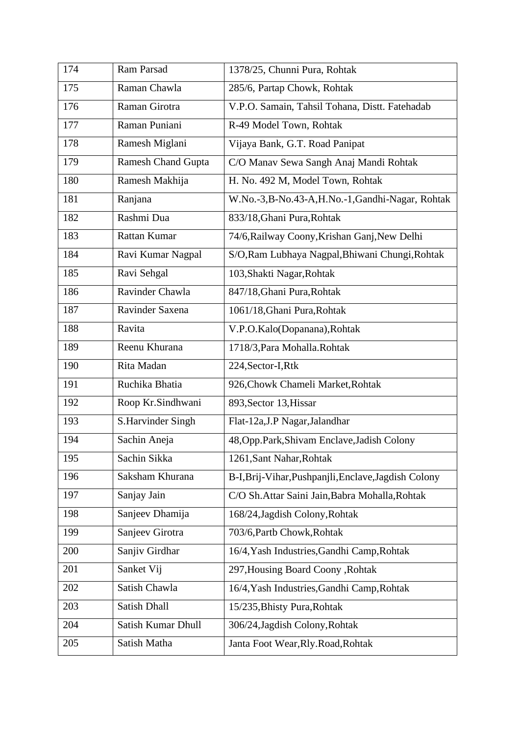| 174 | Ram Parsad | 1378/25, Chunni Pura, Rohtak |
|---|---|---|
| 175 | Raman Chawla | 285/6, Partap Chowk, Rohtak |
| 176 | Raman Girotra | V.P.O. Samain, Tahsil Tohana, Distt. Fatehadab |
| 177 | Raman Puniani | R-49 Model Town, Rohtak |
| 178 | Ramesh Miglani | Vijaya Bank, G.T. Road Panipat |
| 179 | Ramesh Chand Gupta | C/O Manav Sewa Sangh Anaj Mandi Rohtak |
| 180 | Ramesh Makhija | H. No. 492 M, Model Town, Rohtak |
| 181 | Ranjana | W.No.-3,B-No.43-A,H.No.-1,Gandhi-Nagar, Rohtak |
| 182 | Rashmi Dua | 833/18,Ghani Pura,Rohtak |
| 183 | Rattan Kumar | 74/6,Railway Coony,Krishan Ganj,New Delhi |
| 184 | Ravi Kumar Nagpal | S/O,Ram Lubhaya Nagpal,Bhiwani Chungi,Rohtak |
| 185 | Ravi Sehgal | 103,Shakti Nagar,Rohtak |
| 186 | Ravinder Chawla | 847/18,Ghani Pura,Rohtak |
| 187 | Ravinder Saxena | 1061/18,Ghani Pura,Rohtak |
| 188 | Ravita | V.P.O.Kalo(Dopanana),Rohtak |
| 189 | Reenu Khurana | 1718/3,Para Mohalla.Rohtak |
| 190 | Rita Madan | 224,Sector-I,Rtk |
| 191 | Ruchika Bhatia | 926,Chowk Chameli Market,Rohtak |
| 192 | Roop Kr.Sindhwani | 893,Sector 13,Hissar |
| 193 | S.Harvinder Singh | Flat-12a,J.P Nagar,Jalandhar |
| 194 | Sachin Aneja | 48,Opp.Park,Shivam Enclave,Jadish Colony |
| 195 | Sachin Sikka | 1261,Sant Nahar,Rohtak |
| 196 | Saksham Khurana | B-I,Brij-Vihar,Pushpanjli,Enclave,Jagdish Colony |
| 197 | Sanjay Jain | C/O Sh.Attar Saini Jain,Babra Mohalla,Rohtak |
| 198 | Sanjeev Dhamija | 168/24,Jagdish Colony,Rohtak |
| 199 | Sanjeev Girotra | 703/6,Partb Chowk,Rohtak |
| 200 | Sanjiv Girdhar | 16/4,Yash Industries,Gandhi Camp,Rohtak |
| 201 | Sanket Vij | 297,Housing Board Coony ,Rohtak |
| 202 | Satish Chawla | 16/4,Yash Industries,Gandhi Camp,Rohtak |
| 203 | Satish Dhall | 15/235,Bhisty Pura,Rohtak |
| 204 | Satish Kumar Dhull | 306/24,Jagdish Colony,Rohtak |
| 205 | Satish Matha | Janta Foot Wear,Rly.Road,Rohtak |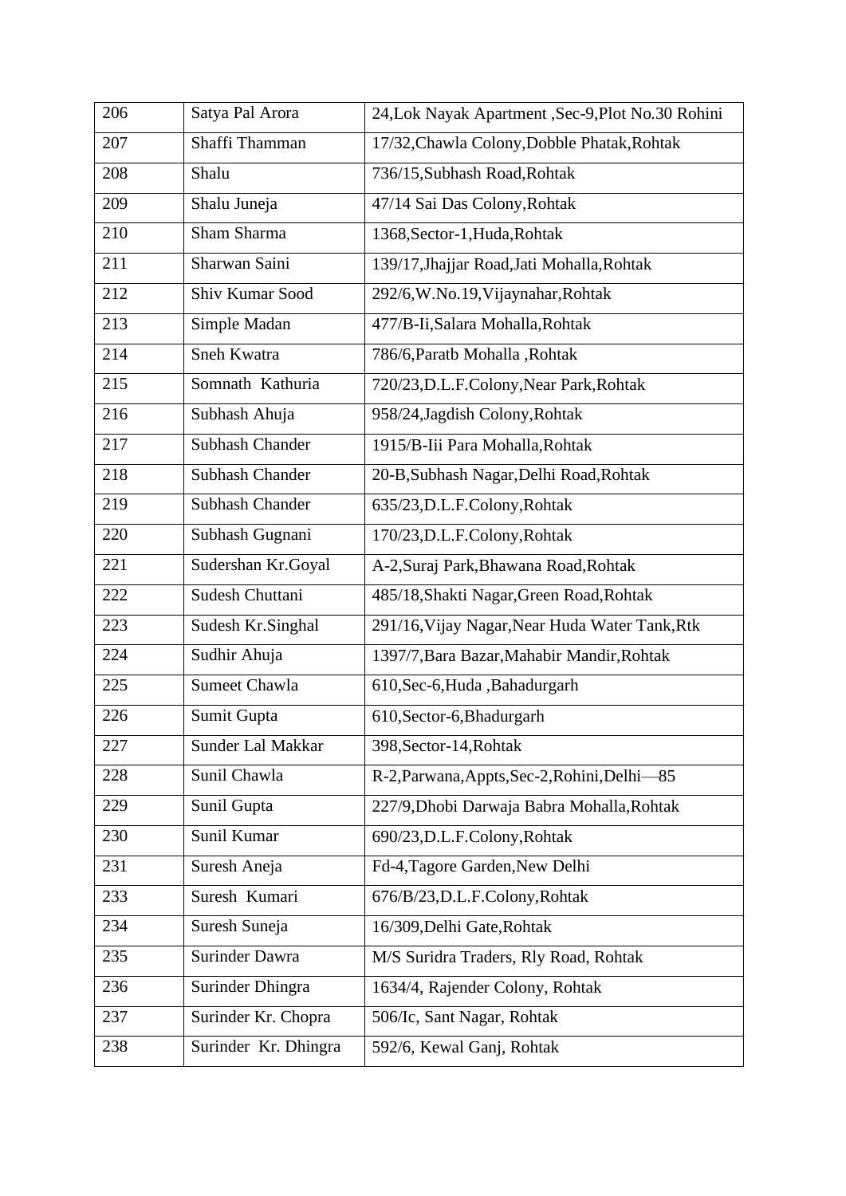| 206 | Satya Pal Arora | 24,Lok Nayak Apartment ,Sec-9,Plot No.30 Rohini |
|---|---|---|
| 207 | Shaffi Thamman | 17/32,Chawla Colony,Dobble Phatak,Rohtak |
| 208 | Shalu | 736/15,Subhash Road,Rohtak |
| 209 | Shalu Juneja | 47/14 Sai Das Colony,Rohtak |
| 210 | Sham Sharma | 1368,Sector-1,Huda,Rohtak |
| 211 | Sharwan Saini | 139/17,Jhajjar Road,Jati Mohalla,Rohtak |
| 212 | Shiv Kumar Sood | 292/6,W.No.19,Vijaynahar,Rohtak |
| 213 | Simple Madan | 477/B-Ii,Salara Mohalla,Rohtak |
| 214 | Sneh Kwatra | 786/6,Paratb Mohalla ,Rohtak |
| 215 | Somnath Kathuria | 720/23,D.L.F.Colony,Near Park,Rohtak |
| 216 | Subhash Ahuja | 958/24,Jagdish Colony,Rohtak |
| 217 | Subhash Chander | 1915/B-Iii Para Mohalla,Rohtak |
| 218 | Subhash Chander | 20-B,Subhash Nagar,Delhi Road,Rohtak |
| 219 | Subhash Chander | 635/23,D.L.F.Colony,Rohtak |
| 220 | Subhash Gugnani | 170/23,D.L.F.Colony,Rohtak |
| 221 | Sudershan Kr.Goyal | A-2,Suraj Park,Bhawana Road,Rohtak |
| 222 | Sudesh Chuttani | 485/18,Shakti Nagar,Green Road,Rohtak |
| 223 | Sudesh Kr.Singhal | 291/16,Vijay Nagar,Near Huda Water Tank,Rtk |
| 224 | Sudhir Ahuja | 1397/7,Bara Bazar,Mahabir Mandir,Rohtak |
| 225 | Sumeet Chawla | 610,Sec-6,Huda ,Bahadurgarh |
| 226 | Sumit Gupta | 610,Sector-6,Bhadurgarh |
| 227 | Sunder Lal Makkar | 398,Sector-14,Rohtak |
| 228 | Sunil Chawla | R-2,Parwana,Appts,Sec-2,Rohini,Delhi—85 |
| 229 | Sunil Gupta | 227/9,Dhobi Darwaja Babra Mohalla,Rohtak |
| 230 | Sunil Kumar | 690/23,D.L.F.Colony,Rohtak |
| 231 | Suresh Aneja | Fd-4,Tagore Garden,New Delhi |
| 233 | Suresh Kumari | 676/B/23,D.L.F.Colony,Rohtak |
| 234 | Suresh Suneja | 16/309,Delhi Gate,Rohtak |
| 235 | Surinder Dawra | M/S Suridra Traders, Rly Road, Rohtak |
| 236 | Surinder Dhingra | 1634/4, Rajender Colony, Rohtak |
| 237 | Surinder Kr. Chopra | 506/Ic, Sant Nagar, Rohtak |
| 238 | Surinder Kr. Dhingra | 592/6, Kewal Ganj, Rohtak |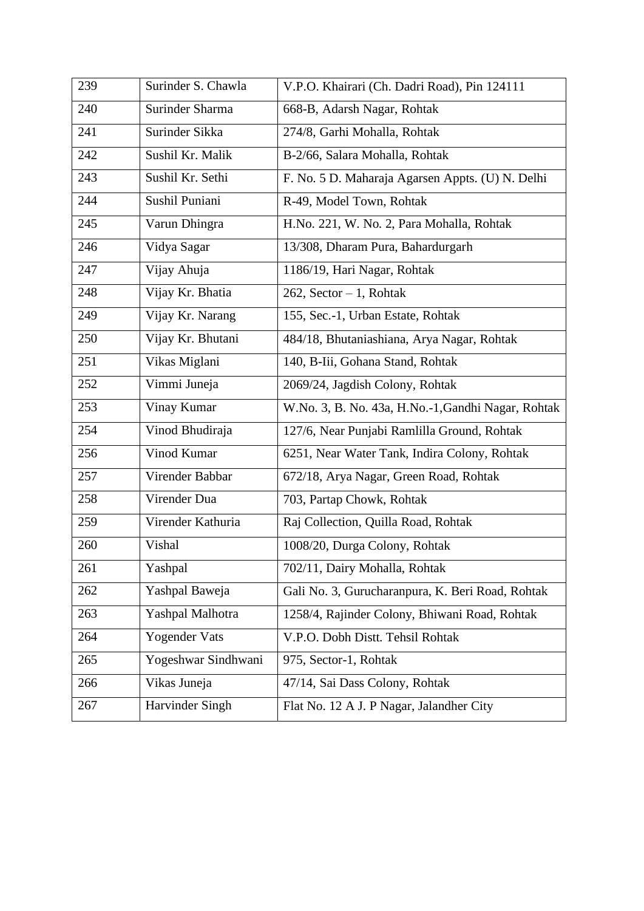| 239 | Surinder S. Chawla | V.P.O. Khairari (Ch. Dadri Road), Pin 124111 |
|---|---|---|
| 240 | Surinder Sharma | 668-B, Adarsh Nagar, Rohtak |
| 241 | Surinder Sikka | 274/8, Garhi Mohalla, Rohtak |
| 242 | Sushil Kr. Malik | B-2/66, Salara Mohalla, Rohtak |
| 243 | Sushil Kr. Sethi | F. No. 5 D. Maharaja Agarsen Appts. (U) N. Delhi |
| 244 | Sushil Puniani | R-49, Model Town, Rohtak |
| 245 | Varun Dhingra | H.No. 221, W. No. 2, Para Mohalla, Rohtak |
| 246 | Vidya Sagar | 13/308, Dharam Pura, Bahardurgarh |
| 247 | Vijay Ahuja | 1186/19, Hari Nagar, Rohtak |
| 248 | Vijay Kr. Bhatia | 262, Sector – 1, Rohtak |
| 249 | Vijay Kr. Narang | 155, Sec.-1, Urban Estate, Rohtak |
| 250 | Vijay Kr. Bhutani | 484/18, Bhutaniashiana, Arya Nagar, Rohtak |
| 251 | Vikas Miglani | 140, B-Iii, Gohana Stand, Rohtak |
| 252 | Vimmi Juneja | 2069/24, Jagdish Colony, Rohtak |
| 253 | Vinay Kumar | W.No. 3, B. No. 43a, H.No.-1,Gandhi Nagar, Rohtak |
| 254 | Vinod Bhudiraja | 127/6, Near Punjabi Ramlilla Ground, Rohtak |
| 256 | Vinod Kumar | 6251, Near Water Tank, Indira Colony, Rohtak |
| 257 | Virender Babbar | 672/18, Arya Nagar, Green Road, Rohtak |
| 258 | Virender Dua | 703, Partap Chowk, Rohtak |
| 259 | Virender Kathuria | Raj Collection, Quilla Road, Rohtak |
| 260 | Vishal | 1008/20, Durga Colony, Rohtak |
| 261 | Yashpal | 702/11, Dairy Mohalla, Rohtak |
| 262 | Yashpal Baweja | Gali No. 3, Gurucharanpura, K. Beri Road, Rohtak |
| 263 | Yashpal Malhotra | 1258/4, Rajinder Colony, Bhiwani Road, Rohtak |
| 264 | Yogender Vats | V.P.O. Dobh Distt. Tehsil Rohtak |
| 265 | Yogeshwar Sindhwani | 975, Sector-1, Rohtak |
| 266 | Vikas Juneja | 47/14, Sai Dass Colony, Rohtak |
| 267 | Harvinder Singh | Flat No. 12 A J. P Nagar, Jalandher City |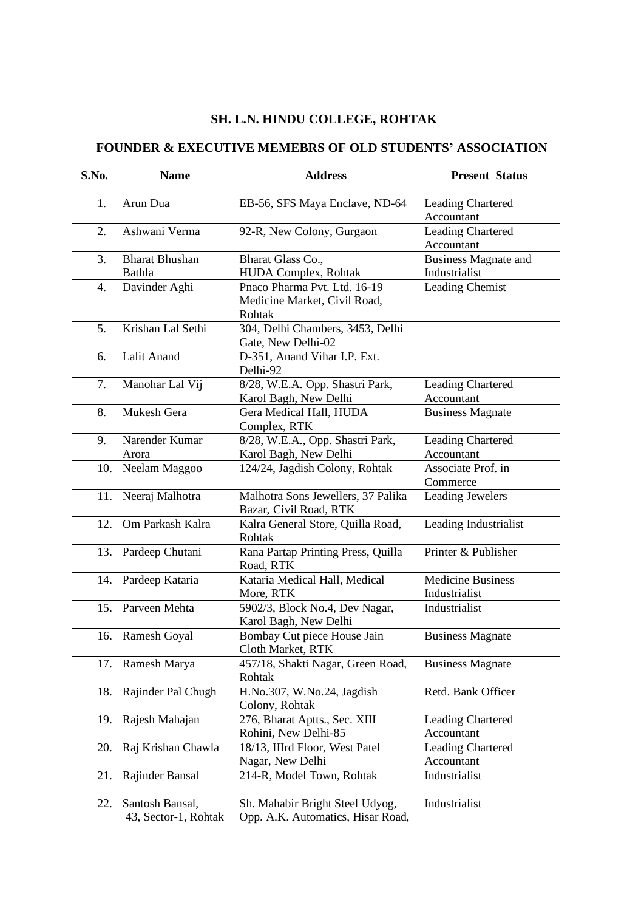**SH. L.N. HINDU COLLEGE, ROHTAK**

**FOUNDER & EXECUTIVE MEMEBRS OF OLD STUDENTS' ASSOCIATION**

| S.No. | Name | Address | Present Status |
|---|---|---|---|
| 1. | Arun Dua | EB-56, SFS Maya Enclave, ND-64 | Leading Chartered Accountant |
| 2. | Ashwani Verma | 92-R, New Colony, Gurgaon | Leading Chartered Accountant |
| 3. | Bharat Bhushan Bathla | Bharat Glass Co., HUDA Complex, Rohtak | Business Magnate and Industrialist |
| 4. | Davinder Aghi | Pnaco Pharma Pvt. Ltd. 16-19 Medicine Market, Civil Road, Rohtak | Leading Chemist |
| 5. | Krishan Lal Sethi | 304, Delhi Chambers, 3453, Delhi Gate, New Delhi-02 | |
| 6. | Lalit Anand | D-351, Anand Vihar I.P. Ext. Delhi-92 | |
| 7. | Manohar Lal Vij | 8/28, W.E.A. Opp. Shastri Park, Karol Bagh, New Delhi | Leading Chartered Accountant |
| 8. | Mukesh Gera | Gera Medical Hall, HUDA Complex, RTK | Business Magnate |
| 9. | Narender Kumar Arora | 8/28, W.E.A., Opp. Shastri Park, Karol Bagh, New Delhi | Leading Chartered Accountant |
| 10. | Neelam Maggoo | 124/24, Jagdish Colony, Rohtak | Associate Prof. in Commerce |
| 11. | Neeraj Malhotra | Malhotra Sons Jewellers, 37 Palika Bazar, Civil Road, RTK | Leading Jewelers |
| 12. | Om Parkash Kalra | Kalra General Store, Quilla Road, Rohtak | Leading Industrialist |
| 13. | Pardeep Chutani | Rana Partap Printing Press, Quilla Road, RTK | Printer & Publisher |
| 14. | Pardeep Kataria | Kataria Medical Hall, Medical More, RTK | Medicine Business Industrialist |
| 15. | Parveen Mehta | 5902/3, Block No.4, Dev Nagar, Karol Bagh, New Delhi | Industrialist |
| 16. | Ramesh Goyal | Bombay Cut piece House Jain Cloth Market, RTK | Business Magnate |
| 17. | Ramesh Marya | 457/18, Shakti Nagar, Green Road, Rohtak | Business Magnate |
| 18. | Rajinder Pal Chugh | H.No.307, W.No.24, Jagdish Colony, Rohtak | Retd. Bank Officer |
| 19. | Rajesh Mahajan | 276, Bharat Aptts., Sec. XIII Rohini, New Delhi-85 | Leading Chartered Accountant |
| 20. | Raj Krishan Chawla | 18/13, IIIrd Floor, West Patel Nagar, New Delhi | Leading Chartered Accountant |
| 21. | Rajinder Bansal | 214-R, Model Town, Rohtak | Industrialist |
| 22. | Santosh Bansal, 43, Sector-1, Rohtak | Sh. Mahabir Bright Steel Udyog, Opp. A.K. Automatics, Hisar Road, | Industrialist |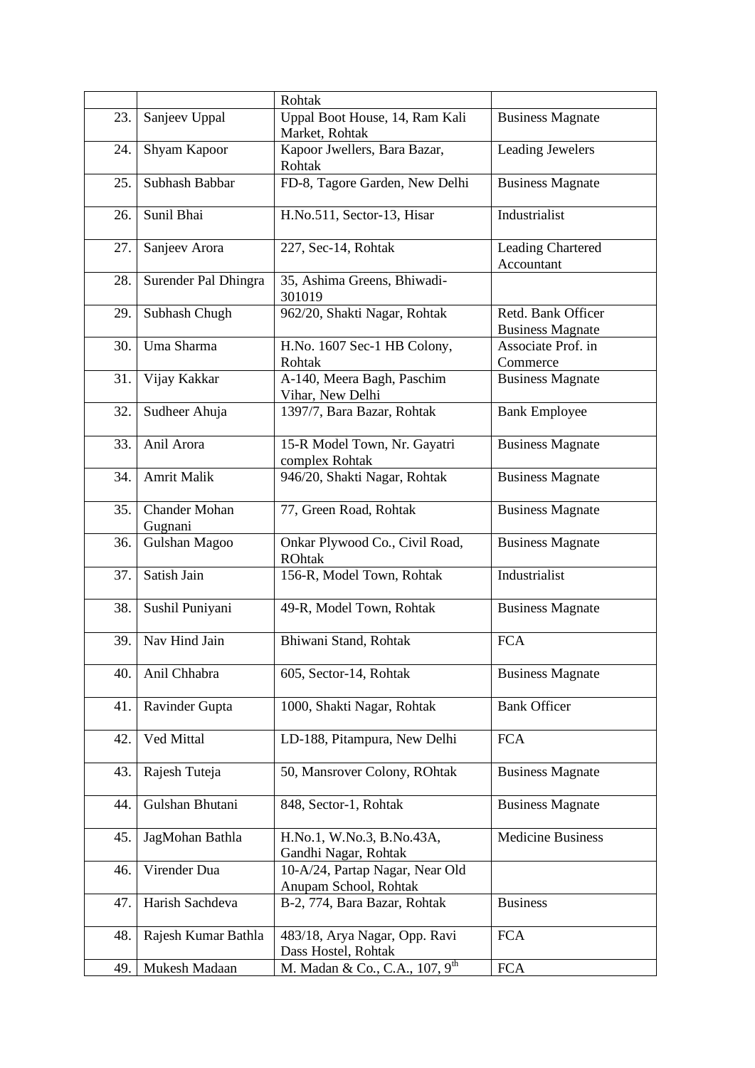| | | | |
|---|---|---|---|
| | | Rohtak | |
| 23. | Sanjeev Uppal | Uppal Boot House, 14, Ram Kali Market, Rohtak | Business Magnate |
| 24. | Shyam Kapoor | Kapoor Jwellers, Bara Bazar, Rohtak | Leading Jewelers |
| 25. | Subhash Babbar | FD-8, Tagore Garden, New Delhi | Business Magnate |
| 26. | Sunil Bhai | H.No.511, Sector-13, Hisar | Industrialist |
| 27. | Sanjeev Arora | 227, Sec-14, Rohtak | Leading Chartered Accountant |
| 28. | Surender Pal Dhingra | 35, Ashima Greens, Bhiwadi-301019 | |
| 29. | Subhash Chugh | 962/20, Shakti Nagar, Rohtak | Retd. Bank Officer Business Magnate |
| 30. | Uma Sharma | H.No. 1607 Sec-1 HB Colony, Rohtak | Associate Prof. in Commerce |
| 31. | Vijay Kakkar | A-140, Meera Bagh, Paschim Vihar, New Delhi | Business Magnate |
| 32. | Sudheer Ahuja | 1397/7, Bara Bazar, Rohtak | Bank Employee |
| 33. | Anil Arora | 15-R Model Town, Nr. Gayatri complex Rohtak | Business Magnate |
| 34. | Amrit Malik | 946/20, Shakti Nagar, Rohtak | Business Magnate |
| 35. | Chander Mohan Gugnani | 77, Green Road, Rohtak | Business Magnate |
| 36. | Gulshan Magoo | Onkar Plywood Co., Civil Road, ROhtak | Business Magnate |
| 37. | Satish Jain | 156-R, Model Town, Rohtak | Industrialist |
| 38. | Sushil Puniyani | 49-R, Model Town, Rohtak | Business Magnate |
| 39. | Nav Hind Jain | Bhiwani Stand, Rohtak | FCA |
| 40. | Anil Chhabra | 605, Sector-14, Rohtak | Business Magnate |
| 41. | Ravinder Gupta | 1000, Shakti Nagar, Rohtak | Bank Officer |
| 42. | Ved Mittal | LD-188, Pitampura, New Delhi | FCA |
| 43. | Rajesh Tuteja | 50, Mansrover Colony, ROhtak | Business Magnate |
| 44. | Gulshan Bhutani | 848, Sector-1, Rohtak | Business Magnate |
| 45. | JagMohan Bathla | H.No.1, W.No.3, B.No.43A, Gandhi Nagar, Rohtak | Medicine Business |
| 46. | Virender Dua | 10-A/24, Partap Nagar, Near Old Anupam School, Rohtak | |
| 47. | Harish Sachdeva | B-2, 774, Bara Bazar, Rohtak | Business |
| 48. | Rajesh Kumar Bathla | 483/18, Arya Nagar, Opp. Ravi Dass Hostel, Rohtak | FCA |
| 49. | Mukesh Madaan | M. Madan & Co., C.A., 107, 9th | FCA |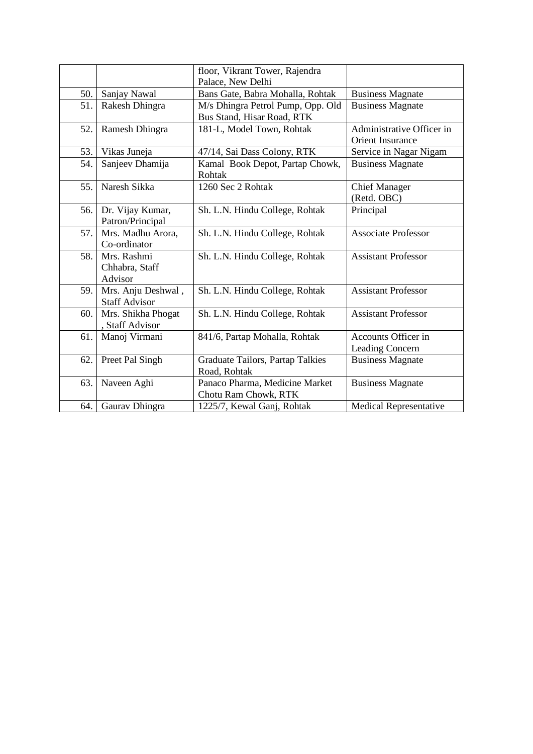| | | | |
|---|---|---|---|
| | | floor, Vikrant Tower, Rajendra Palace, New Delhi | |
| 50. | Sanjay Nawal | Bans Gate, Babra Mohalla, Rohtak | Business Magnate |
| 51. | Rakesh Dhingra | M/s Dhingra Petrol Pump, Opp. Old Bus Stand, Hisar Road, RTK | Business Magnate |
| 52. | Ramesh Dhingra | 181-L, Model Town, Rohtak | Administrative Officer in Orient Insurance |
| 53. | Vikas Juneja | 47/14, Sai Dass Colony, RTK | Service in Nagar Nigam |
| 54. | Sanjeev Dhamija | Kamal Book Depot, Partap Chowk, Rohtak | Business Magnate |
| 55. | Naresh Sikka | 1260 Sec 2 Rohtak | Chief Manager (Retd. OBC) |
| 56. | Dr. Vijay Kumar, Patron/Principal | Sh. L.N. Hindu College, Rohtak | Principal |
| 57. | Mrs. Madhu Arora, Co-ordinator | Sh. L.N. Hindu College, Rohtak | Associate Professor |
| 58. | Mrs. Rashmi Chhabra, Staff Advisor | Sh. L.N. Hindu College, Rohtak | Assistant Professor |
| 59. | Mrs. Anju Deshwal , Staff Advisor | Sh. L.N. Hindu College, Rohtak | Assistant Professor |
| 60. | Mrs. Shikha Phogat , Staff Advisor | Sh. L.N. Hindu College, Rohtak | Assistant Professor |
| 61. | Manoj Virmani | 841/6, Partap Mohalla, Rohtak | Accounts Officer in Leading Concern |
| 62. | Preet Pal Singh | Graduate Tailors, Partap Talkies Road, Rohtak | Business Magnate |
| 63. | Naveen Aghi | Panaco Pharma, Medicine Market Chotu Ram Chowk, RTK | Business Magnate |
| 64. | Gaurav Dhingra | 1225/7, Kewal Ganj, Rohtak | Medical Representative |